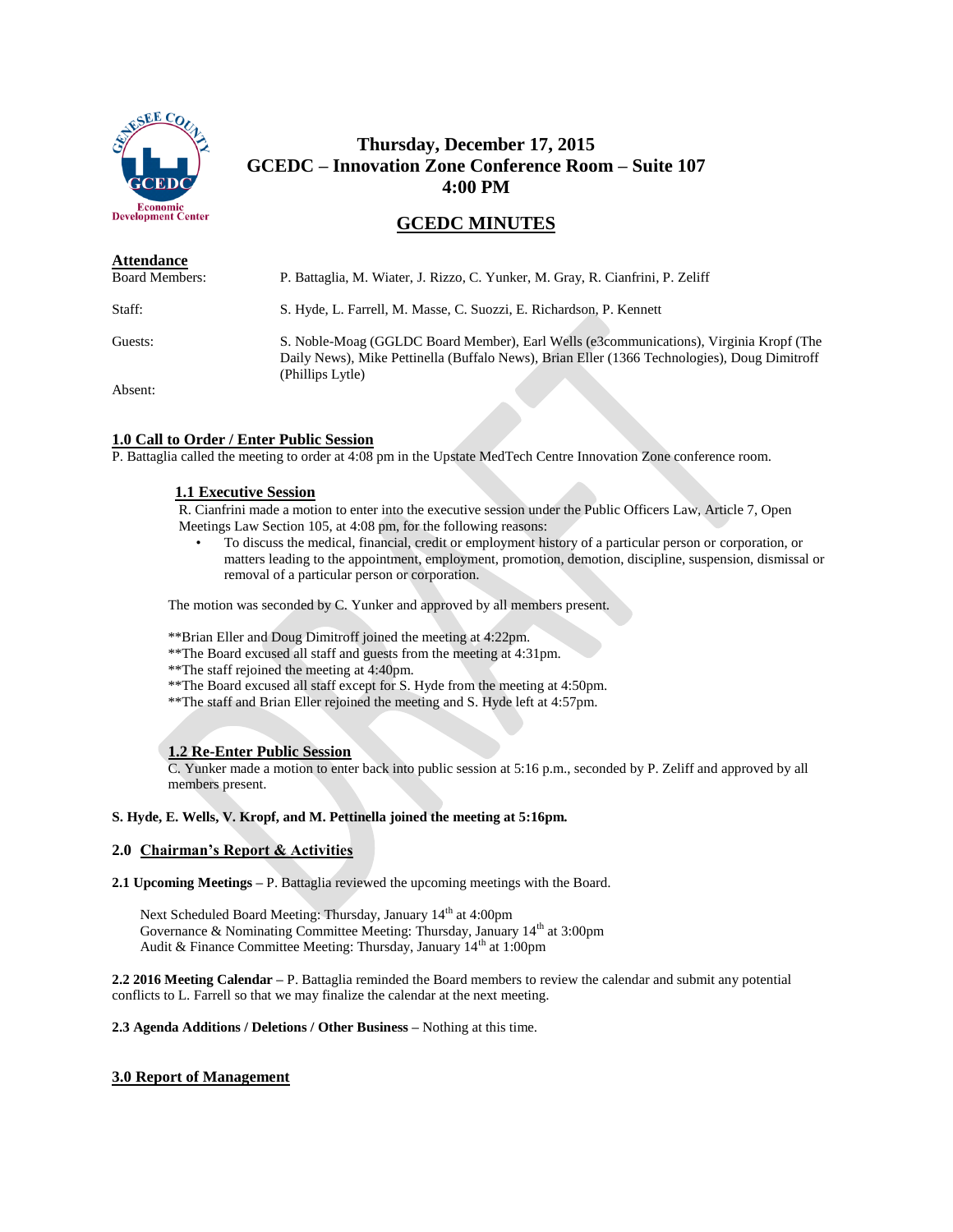# Thursday, December 17, 2015
# GCEDC – Innovation Zone Conference Room – Suite 107
# 4:00 PM

## GCEDC MINUTES

**Attendance**

Board Members: P. Battaglia, M. Wiater, J. Rizzo, C. Yunker, M. Gray, R. Cianfrini, P. Zeliff

Staff: S. Hyde, L. Farrell, M. Masse, C. Suozzi, E. Richardson, P. Kennett

Guests: S. Noble-Moag (GGLDC Board Member), Earl Wells (e3communications), Virginia Kropf (The Daily News), Mike Pettinella (Buffalo News), Brian Eller (1366 Technologies), Doug Dimitroff (Phillips Lytle)

Absent:

### 1.0 Call to Order / Enter Public Session

P. Battaglia called the meeting to order at 4:08 pm in the Upstate MedTech Centre Innovation Zone conference room.

#### 1.1 Executive Session

R. Cianfrini made a motion to enter into the executive session under the Public Officers Law, Article 7, Open Meetings Law Section 105, at 4:08 pm, for the following reasons:

- To discuss the medical, financial, credit or employment history of a particular person or corporation, or matters leading to the appointment, employment, promotion, demotion, discipline, suspension, dismissal or removal of a particular person or corporation.

The motion was seconded by C. Yunker and approved by all members present.

**Brian Eller and Doug Dimitroff joined the meeting at 4:22pm.
**The Board excused all staff and guests from the meeting at 4:31pm.
**The staff rejoined the meeting at 4:40pm.
**The Board excused all staff except for S. Hyde from the meeting at 4:50pm.
**The staff and Brian Eller rejoined the meeting and S. Hyde left at 4:57pm.

#### 1.2 Re-Enter Public Session

C. Yunker made a motion to enter back into public session at 5:16 p.m., seconded by P. Zeliff and approved by all members present.

**S. Hyde, E. Wells, V. Kropf, and M. Pettinella joined the meeting at 5:16pm.**

### 2.0 Chairman's Report & Activities

**2.1 Upcoming Meetings** – P. Battaglia reviewed the upcoming meetings with the Board.

Next Scheduled Board Meeting: Thursday, January 14th at 4:00pm
Governance & Nominating Committee Meeting: Thursday, January 14th at 3:00pm
Audit & Finance Committee Meeting: Thursday, January 14th at 1:00pm

**2.2 2016 Meeting Calendar** – P. Battaglia reminded the Board members to review the calendar and submit any potential conflicts to L. Farrell so that we may finalize the calendar at the next meeting.

**2.3 Agenda Additions / Deletions / Other Business** – Nothing at this time.

### 3.0 Report of Management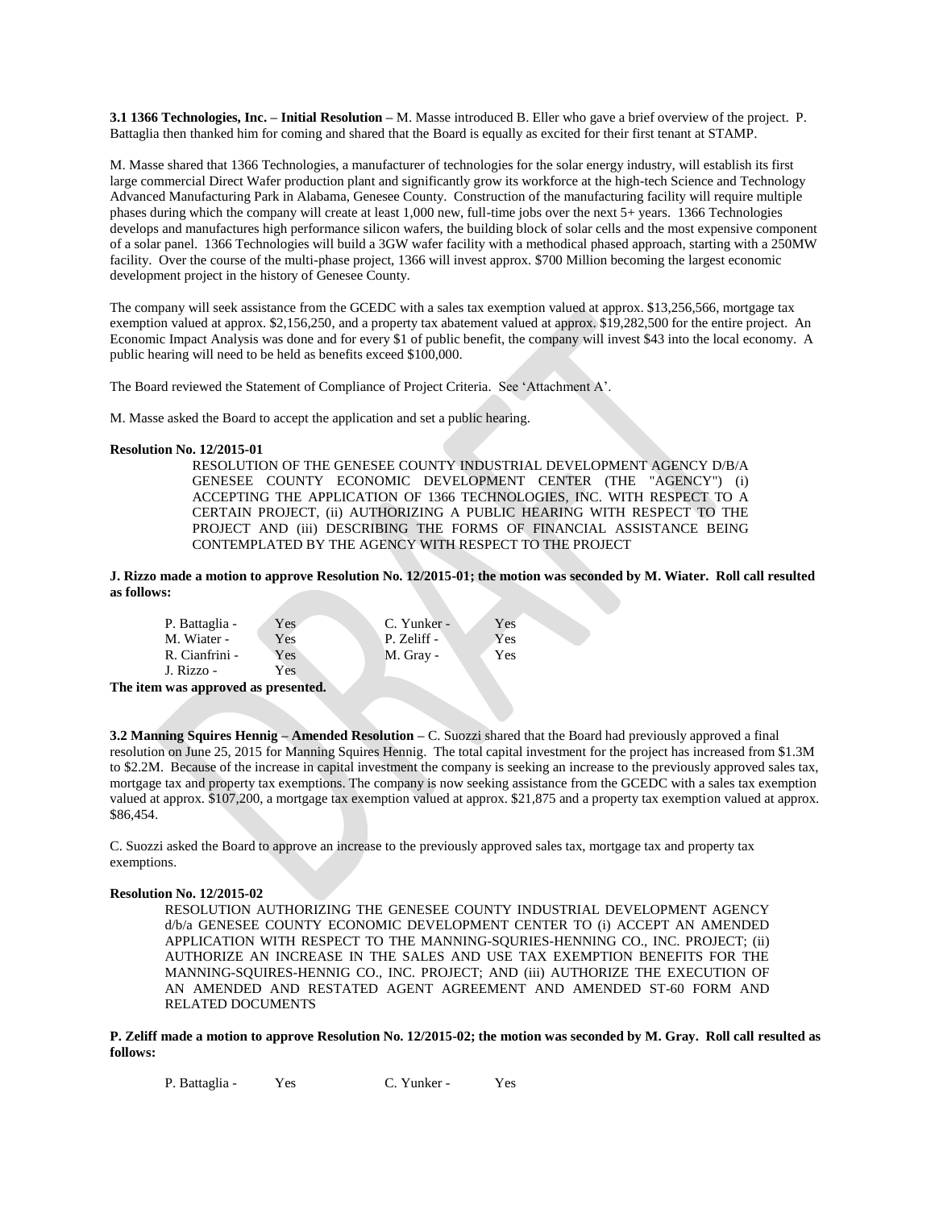**3.1 1366 Technologies, Inc. – Initial Resolution –** M. Masse introduced B. Eller who gave a brief overview of the project. P. Battaglia then thanked him for coming and shared that the Board is equally as excited for their first tenant at STAMP.

M. Masse shared that 1366 Technologies, a manufacturer of technologies for the solar energy industry, will establish its first large commercial Direct Wafer production plant and significantly grow its workforce at the high-tech Science and Technology Advanced Manufacturing Park in Alabama, Genesee County. Construction of the manufacturing facility will require multiple phases during which the company will create at least 1,000 new, full-time jobs over the next 5+ years. 1366 Technologies develops and manufactures high performance silicon wafers, the building block of solar cells and the most expensive component of a solar panel. 1366 Technologies will build a 3GW wafer facility with a methodical phased approach, starting with a 250MW facility. Over the course of the multi-phase project, 1366 will invest approx. $700 Million becoming the largest economic development project in the history of Genesee County.

The company will seek assistance from the GCEDC with a sales tax exemption valued at approx. $13,256,566, mortgage tax exemption valued at approx. $2,156,250, and a property tax abatement valued at approx. $19,282,500 for the entire project. An Economic Impact Analysis was done and for every $1 of public benefit, the company will invest $43 into the local economy. A public hearing will need to be held as benefits exceed $100,000.

The Board reviewed the Statement of Compliance of Project Criteria. See 'Attachment A'.

M. Masse asked the Board to accept the application and set a public hearing.

**Resolution No. 12/2015-01**

RESOLUTION OF THE GENESEE COUNTY INDUSTRIAL DEVELOPMENT AGENCY D/B/A GENESEE COUNTY ECONOMIC DEVELOPMENT CENTER (THE "AGENCY") (i) ACCEPTING THE APPLICATION OF 1366 TECHNOLOGIES, INC. WITH RESPECT TO A CERTAIN PROJECT, (ii) AUTHORIZING A PUBLIC HEARING WITH RESPECT TO THE PROJECT AND (iii) DESCRIBING THE FORMS OF FINANCIAL ASSISTANCE BEING CONTEMPLATED BY THE AGENCY WITH RESPECT TO THE PROJECT

**J. Rizzo made a motion to approve Resolution No. 12/2015-01; the motion was seconded by M. Wiater. Roll call resulted as follows:**

| | | | |
|---|---|---|---|
| P. Battaglia - | Yes | C. Yunker - | Yes |
| M. Wiater - | Yes | P. Zeliff - | Yes |
| R. Cianfrini - | Yes | M. Gray - | Yes |
| J. Rizzo - | Yes | | |

**The item was approved as presented.**

**3.2 Manning Squires Hennig – Amended Resolution –** C. Suozzi shared that the Board had previously approved a final resolution on June 25, 2015 for Manning Squires Hennig. The total capital investment for the project has increased from $1.3M to $2.2M. Because of the increase in capital investment the company is seeking an increase to the previously approved sales tax, mortgage tax and property tax exemptions. The company is now seeking assistance from the GCEDC with a sales tax exemption valued at approx. $107,200, a mortgage tax exemption valued at approx. $21,875 and a property tax exemption valued at approx. $86,454.

C. Suozzi asked the Board to approve an increase to the previously approved sales tax, mortgage tax and property tax exemptions.

**Resolution No. 12/2015-02**

RESOLUTION AUTHORIZING THE GENESEE COUNTY INDUSTRIAL DEVELOPMENT AGENCY d/b/a GENESEE COUNTY ECONOMIC DEVELOPMENT CENTER TO (i) ACCEPT AN AMENDED APPLICATION WITH RESPECT TO THE MANNING-SQURIES-HENNING CO., INC. PROJECT; (ii) AUTHORIZE AN INCREASE IN THE SALES AND USE TAX EXEMPTION BENEFITS FOR THE MANNING-SQUIRES-HENNIG CO., INC. PROJECT; AND (iii) AUTHORIZE THE EXECUTION OF AN AMENDED AND RESTATED AGENT AGREEMENT AND AMENDED ST-60 FORM AND RELATED DOCUMENTS

**P. Zeliff made a motion to approve Resolution No. 12/2015-02; the motion was seconded by M. Gray. Roll call resulted as follows:**

| | | | |
|---|---|---|---|
| P. Battaglia - | Yes | C. Yunker - | Yes |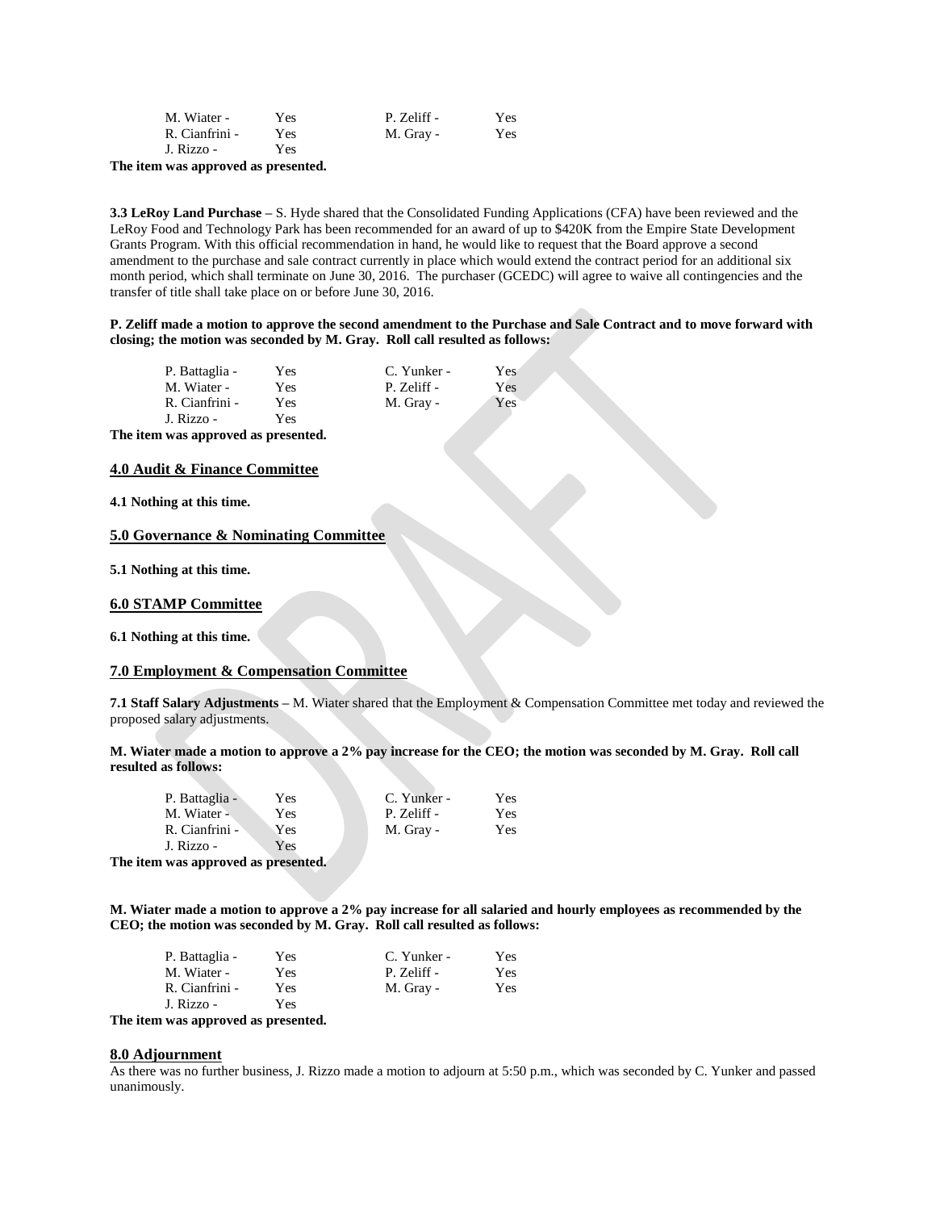| | | | |
|---|---|---|---|
| M. Wiater - | Yes | P. Zeliff - | Yes |
| R. Cianfrini - | Yes | M. Gray - | Yes |
| J. Rizzo - | Yes | | |

**The item was approved as presented.**

**3.3 LeRoy Land Purchase** – S. Hyde shared that the Consolidated Funding Applications (CFA) have been reviewed and the LeRoy Food and Technology Park has been recommended for an award of up to $420K from the Empire State Development Grants Program. With this official recommendation in hand, he would like to request that the Board approve a second amendment to the purchase and sale contract currently in place which would extend the contract period for an additional six month period, which shall terminate on June 30, 2016. The purchaser (GCEDC) will agree to waive all contingencies and the transfer of title shall take place on or before June 30, 2016.

**P. Zeliff made a motion to approve the second amendment to the Purchase and Sale Contract and to move forward with closing; the motion was seconded by M. Gray. Roll call resulted as follows:**

| | | | |
|---|---|---|---|
| P. Battaglia - | Yes | C. Yunker - | Yes |
| M. Wiater - | Yes | P. Zeliff - | Yes |
| R. Cianfrini - | Yes | M. Gray - | Yes |
| J. Rizzo - | Yes | | |

**The item was approved as presented.**

## 4.0 Audit & Finance Committee

**4.1 Nothing at this time.**

## 5.0 Governance & Nominating Committee

**5.1 Nothing at this time.**

## 6.0 STAMP Committee

**6.1 Nothing at this time.**

## 7.0 Employment & Compensation Committee

**7.1 Staff Salary Adjustments** – M. Wiater shared that the Employment & Compensation Committee met today and reviewed the proposed salary adjustments.

**M. Wiater made a motion to approve a 2% pay increase for the CEO; the motion was seconded by M. Gray. Roll call resulted as follows:**

| | | | |
|---|---|---|---|
| P. Battaglia - | Yes | C. Yunker - | Yes |
| M. Wiater - | Yes | P. Zeliff - | Yes |
| R. Cianfrini - | Yes | M. Gray - | Yes |
| J. Rizzo - | Yes | | |

**The item was approved as presented.**

**M. Wiater made a motion to approve a 2% pay increase for all salaried and hourly employees as recommended by the CEO; the motion was seconded by M. Gray. Roll call resulted as follows:**

| | | | |
|---|---|---|---|
| P. Battaglia - | Yes | C. Yunker - | Yes |
| M. Wiater - | Yes | P. Zeliff - | Yes |
| R. Cianfrini - | Yes | M. Gray - | Yes |
| J. Rizzo - | Yes | | |

**The item was approved as presented.**

## 8.0 Adjournment

As there was no further business, J. Rizzo made a motion to adjourn at 5:50 p.m., which was seconded by C. Yunker and passed unanimously.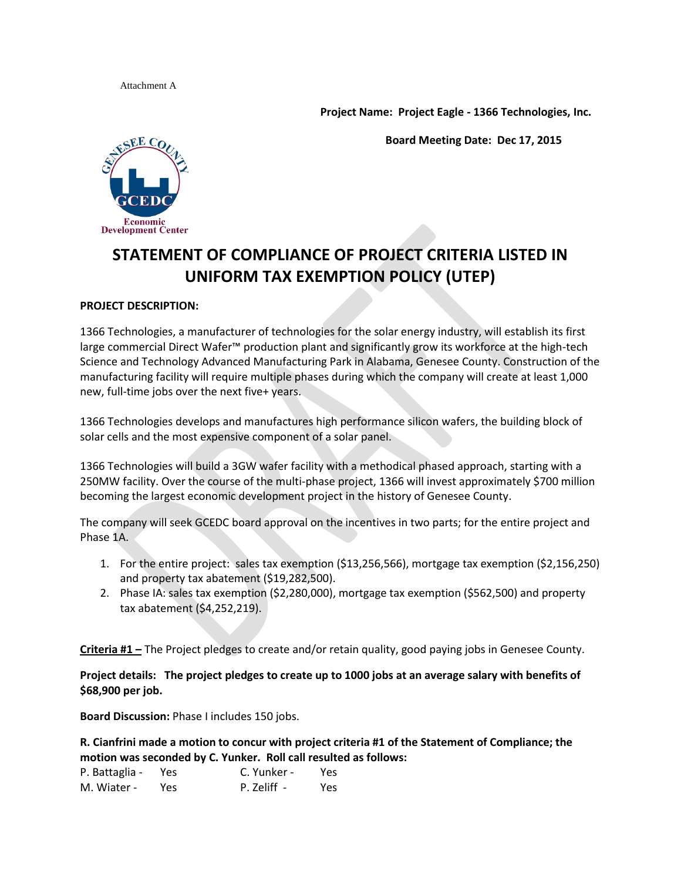Attachment A

**Project Name: Project Eagle - 1366 Technologies, Inc.**

**Board Meeting Date: Dec 17, 2015**

# STATEMENT OF COMPLIANCE OF PROJECT CRITERIA LISTED IN UNIFORM TAX EXEMPTION POLICY (UTEP)

**PROJECT DESCRIPTION:**

1366 Technologies, a manufacturer of technologies for the solar energy industry, will establish its first large commercial Direct Wafer™ production plant and significantly grow its workforce at the high-tech Science and Technology Advanced Manufacturing Park in Alabama, Genesee County. Construction of the manufacturing facility will require multiple phases during which the company will create at least 1,000 new, full-time jobs over the next five+ years.

1366 Technologies develops and manufactures high performance silicon wafers, the building block of solar cells and the most expensive component of a solar panel.

1366 Technologies will build a 3GW wafer facility with a methodical phased approach, starting with a 250MW facility. Over the course of the multi-phase project, 1366 will invest approximately $700 million becoming the largest economic development project in the history of Genesee County.

The company will seek GCEDC board approval on the incentives in two parts; for the entire project and Phase 1A.

1. For the entire project: sales tax exemption ($13,256,566), mortgage tax exemption ($2,156,250) and property tax abatement ($19,282,500).
2. Phase IA: sales tax exemption ($2,280,000), mortgage tax exemption ($562,500) and property tax abatement ($4,252,219).

**Criteria #1 –** The Project pledges to create and/or retain quality, good paying jobs in Genesee County.

**Project details: The project pledges to create up to 1000 jobs at an average salary with benefits of $68,900 per job.**

**Board Discussion:** Phase I includes 150 jobs.

**R. Cianfrini made a motion to concur with project criteria #1 of the Statement of Compliance; the motion was seconded by C. Yunker. Roll call resulted as follows:**

| | | | |
|---|---|---|---|
| P. Battaglia - | Yes | C. Yunker - | Yes |
| M. Wiater - | Yes | P. Zeliff - | Yes |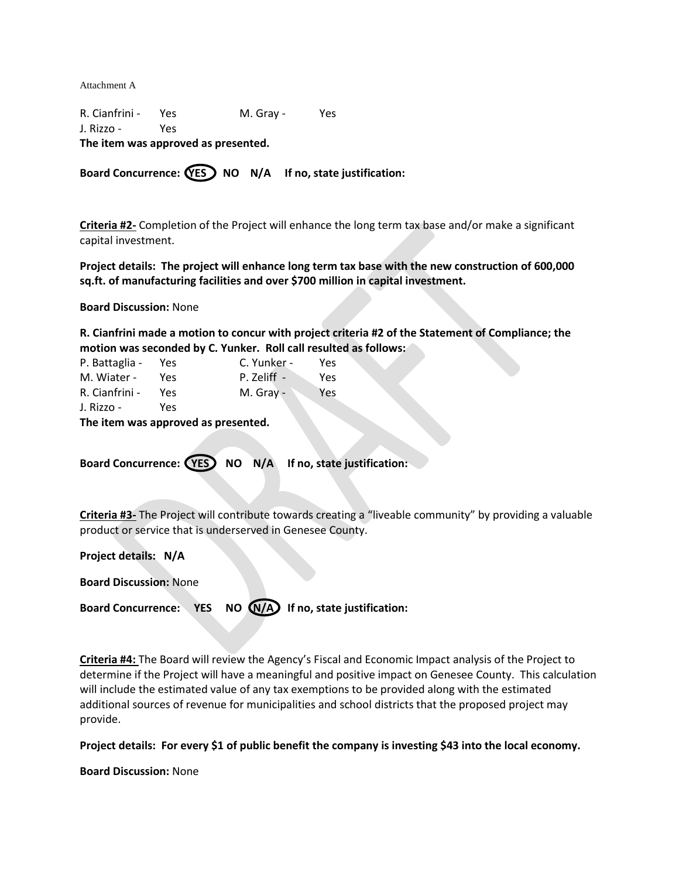Attachment A

| | | | |
|---|---|---|---|
| R. Cianfrini - | Yes | M. Gray - | Yes |
| J. Rizzo - | Yes | | |

**The item was approved as presented.**

**Board Concurrence: (YES) NO N/A If no, state justification:**

**Criteria #2-** Completion of the Project will enhance the long term tax base and/or make a significant capital investment.

**Project details: The project will enhance long term tax base with the new construction of 600,000 sq.ft. of manufacturing facilities and over $700 million in capital investment.**

**Board Discussion:** None

**R. Cianfrini made a motion to concur with project criteria #2 of the Statement of Compliance; the motion was seconded by C. Yunker. Roll call resulted as follows:**

| | | | |
|---|---|---|---|
| P. Battaglia - | Yes | C. Yunker - | Yes |
| M. Wiater - | Yes | P. Zeliff - | Yes |
| R. Cianfrini - | Yes | M. Gray - | Yes |
| J. Rizzo - | Yes | | |

**The item was approved as presented.**

**Board Concurrence: (YES) NO N/A If no, state justification:**

**Criteria #3-** The Project will contribute towards creating a "liveable community" by providing a valuable product or service that is underserved in Genesee County.

**Project details: N/A**

**Board Discussion:** None

**Board Concurrence: YES NO (N/A) If no, state justification:**

**Criteria #4:** The Board will review the Agency's Fiscal and Economic Impact analysis of the Project to determine if the Project will have a meaningful and positive impact on Genesee County. This calculation will include the estimated value of any tax exemptions to be provided along with the estimated additional sources of revenue for municipalities and school districts that the proposed project may provide.

**Project details: For every $1 of public benefit the company is investing $43 into the local economy.**

**Board Discussion:** None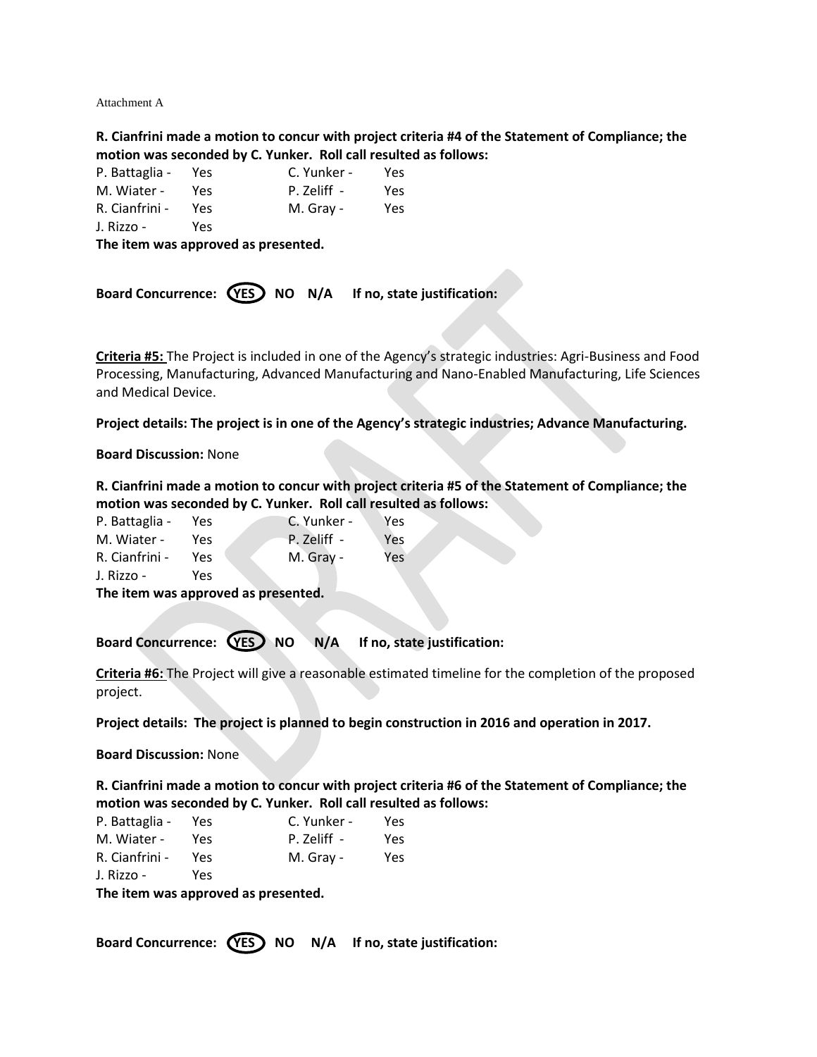Attachment A

**R. Cianfrini made a motion to concur with project criteria #4 of the Statement of Compliance; the motion was seconded by C. Yunker. Roll call resulted as follows:**

| | | | |
|---|---|---|---|
| P. Battaglia - | Yes | C. Yunker - | Yes |
| M. Wiater - | Yes | P. Zeliff - | Yes |
| R. Cianfrini - | Yes | M. Gray - | Yes |
| J. Rizzo - | Yes | | |

**The item was approved as presented.**

**Board Concurrence: (YES) NO N/A If no, state justification:**

**Criteria #5:** The Project is included in one of the Agency's strategic industries: Agri-Business and Food Processing, Manufacturing, Advanced Manufacturing and Nano-Enabled Manufacturing, Life Sciences and Medical Device.

**Project details: The project is in one of the Agency's strategic industries; Advance Manufacturing.**

**Board Discussion:** None

**R. Cianfrini made a motion to concur with project criteria #5 of the Statement of Compliance; the motion was seconded by C. Yunker. Roll call resulted as follows:**

| | | | |
|---|---|---|---|
| P. Battaglia - | Yes | C. Yunker - | Yes |
| M. Wiater - | Yes | P. Zeliff - | Yes |
| R. Cianfrini - | Yes | M. Gray - | Yes |
| J. Rizzo - | Yes | | |

**The item was approved as presented.**

**Board Concurrence: (YES) NO N/A If no, state justification:**

**Criteria #6:** The Project will give a reasonable estimated timeline for the completion of the proposed project.

**Project details: The project is planned to begin construction in 2016 and operation in 2017.**

**Board Discussion:** None

**R. Cianfrini made a motion to concur with project criteria #6 of the Statement of Compliance; the motion was seconded by C. Yunker. Roll call resulted as follows:**

| | | | |
|---|---|---|---|
| P. Battaglia - | Yes | C. Yunker - | Yes |
| M. Wiater - | Yes | P. Zeliff - | Yes |
| R. Cianfrini - | Yes | M. Gray - | Yes |
| J. Rizzo - | Yes | | |

**The item was approved as presented.**

**Board Concurrence: (YES) NO N/A If no, state justification:**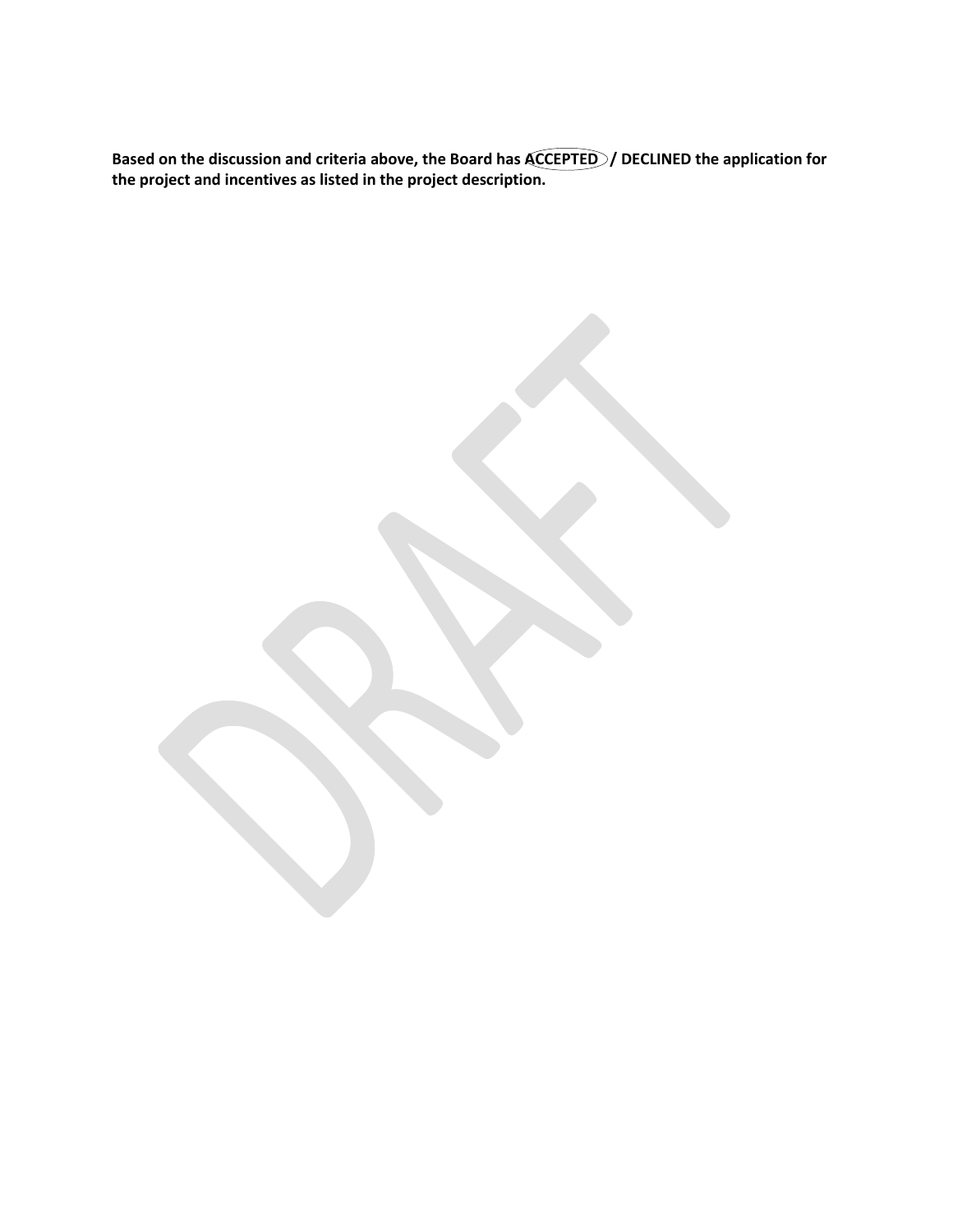**Based on the discussion and criteria above, the Board has ACCEPTED / DECLINED the application for the project and incentives as listed in the project description.**